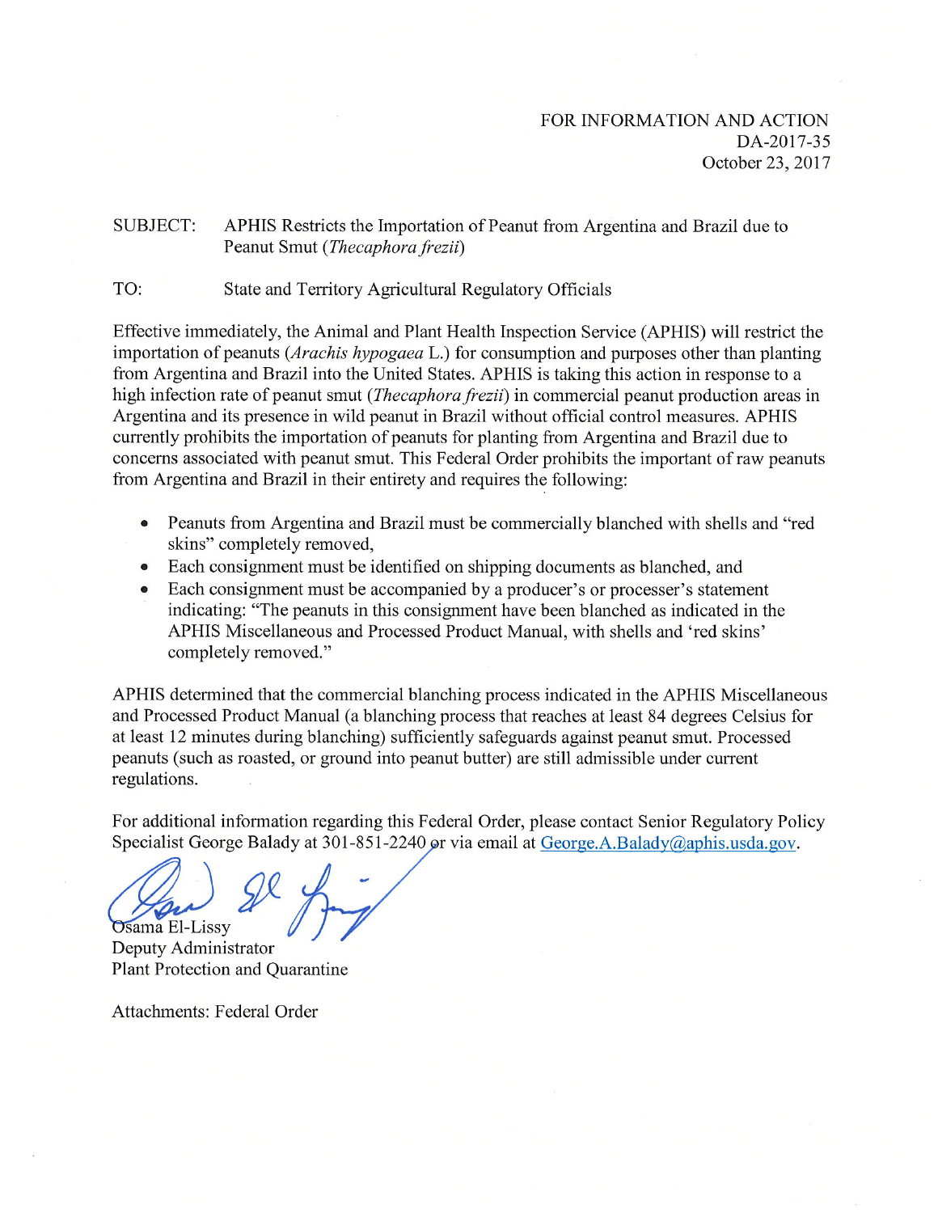FOR INFORMATION AND ACTION
DA-2017-35
October 23, 2017

SUBJECT: APHIS Restricts the Importation of Peanut from Argentina and Brazil due to Peanut Smut (*Thecaphora frezii*)

TO: State and Territory Agricultural Regulatory Officials

Effective immediately, the Animal and Plant Health Inspection Service (APHIS) will restrict the importation of peanuts (*Arachis hypogaea* L.) for consumption and purposes other than planting from Argentina and Brazil into the United States. APHIS is taking this action in response to a high infection rate of peanut smut (*Thecaphora frezii*) in commercial peanut production areas in Argentina and its presence in wild peanut in Brazil without official control measures. APHIS currently prohibits the importation of peanuts for planting from Argentina and Brazil due to concerns associated with peanut smut. This Federal Order prohibits the important of raw peanuts from Argentina and Brazil in their entirety and requires the following:

- Peanuts from Argentina and Brazil must be commercially blanched with shells and "red skins" completely removed,
- Each consignment must be identified on shipping documents as blanched, and
- Each consignment must be accompanied by a producer's or processer's statement indicating: "The peanuts in this consignment have been blanched as indicated in the APHIS Miscellaneous and Processed Product Manual, with shells and 'red skins' completely removed."

APHIS determined that the commercial blanching process indicated in the APHIS Miscellaneous and Processed Product Manual (a blanching process that reaches at least 84 degrees Celsius for at least 12 minutes during blanching) sufficiently safeguards against peanut smut. Processed peanuts (such as roasted, or ground into peanut butter) are still admissible under current regulations.

For additional information regarding this Federal Order, please contact Senior Regulatory Policy Specialist George Balady at 301-851-2240 or via email at George.A.Balady@aphis.usda.gov.

Osama El-Lissy
Deputy Administrator
Plant Protection and Quarantine

Attachments: Federal Order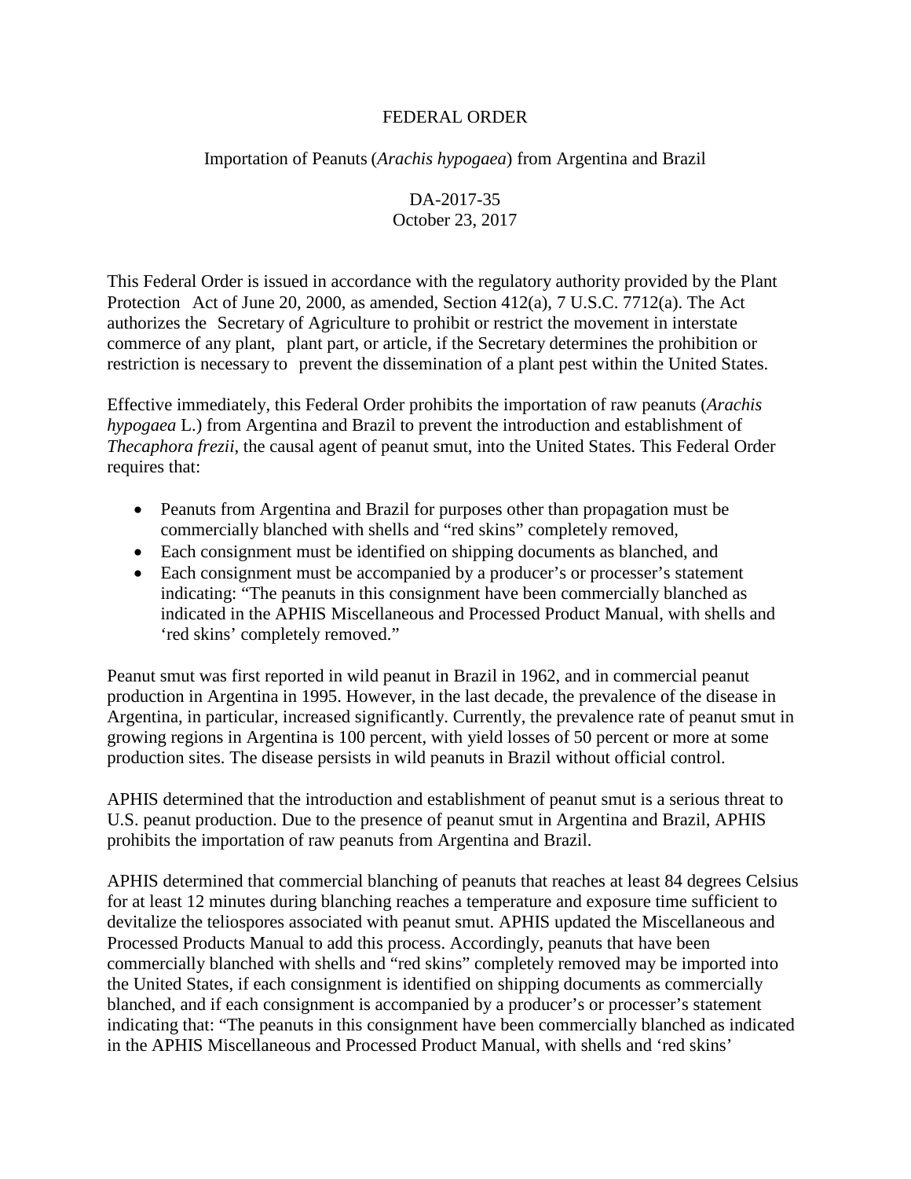FEDERAL ORDER

Importation of Peanuts (*Arachis hypogaea*) from Argentina and Brazil

DA-2017-35
October 23, 2017

This Federal Order is issued in accordance with the regulatory authority provided by the Plant Protection Act of June 20, 2000, as amended, Section 412(a), 7 U.S.C. 7712(a). The Act authorizes the Secretary of Agriculture to prohibit or restrict the movement in interstate commerce of any plant, plant part, or article, if the Secretary determines the prohibition or restriction is necessary to prevent the dissemination of a plant pest within the United States.

Effective immediately, this Federal Order prohibits the importation of raw peanuts (*Arachis hypogaea* L.) from Argentina and Brazil to prevent the introduction and establishment of *Thecaphora frezii*, the causal agent of peanut smut, into the United States. This Federal Order requires that:

- Peanuts from Argentina and Brazil for purposes other than propagation must be commercially blanched with shells and "red skins" completely removed,
- Each consignment must be identified on shipping documents as blanched, and
- Each consignment must be accompanied by a producer's or processer's statement indicating: "The peanuts in this consignment have been commercially blanched as indicated in the APHIS Miscellaneous and Processed Product Manual, with shells and 'red skins' completely removed."

Peanut smut was first reported in wild peanut in Brazil in 1962, and in commercial peanut production in Argentina in 1995. However, in the last decade, the prevalence of the disease in Argentina, in particular, increased significantly. Currently, the prevalence rate of peanut smut in growing regions in Argentina is 100 percent, with yield losses of 50 percent or more at some production sites. The disease persists in wild peanuts in Brazil without official control.

APHIS determined that the introduction and establishment of peanut smut is a serious threat to U.S. peanut production. Due to the presence of peanut smut in Argentina and Brazil, APHIS prohibits the importation of raw peanuts from Argentina and Brazil.

APHIS determined that commercial blanching of peanuts that reaches at least 84 degrees Celsius for at least 12 minutes during blanching reaches a temperature and exposure time sufficient to devitalize the teliospores associated with peanut smut. APHIS updated the Miscellaneous and Processed Products Manual to add this process. Accordingly, peanuts that have been commercially blanched with shells and "red skins" completely removed may be imported into the United States, if each consignment is identified on shipping documents as commercially blanched, and if each consignment is accompanied by a producer's or processer's statement indicating that: "The peanuts in this consignment have been commercially blanched as indicated in the APHIS Miscellaneous and Processed Product Manual, with shells and 'red skins'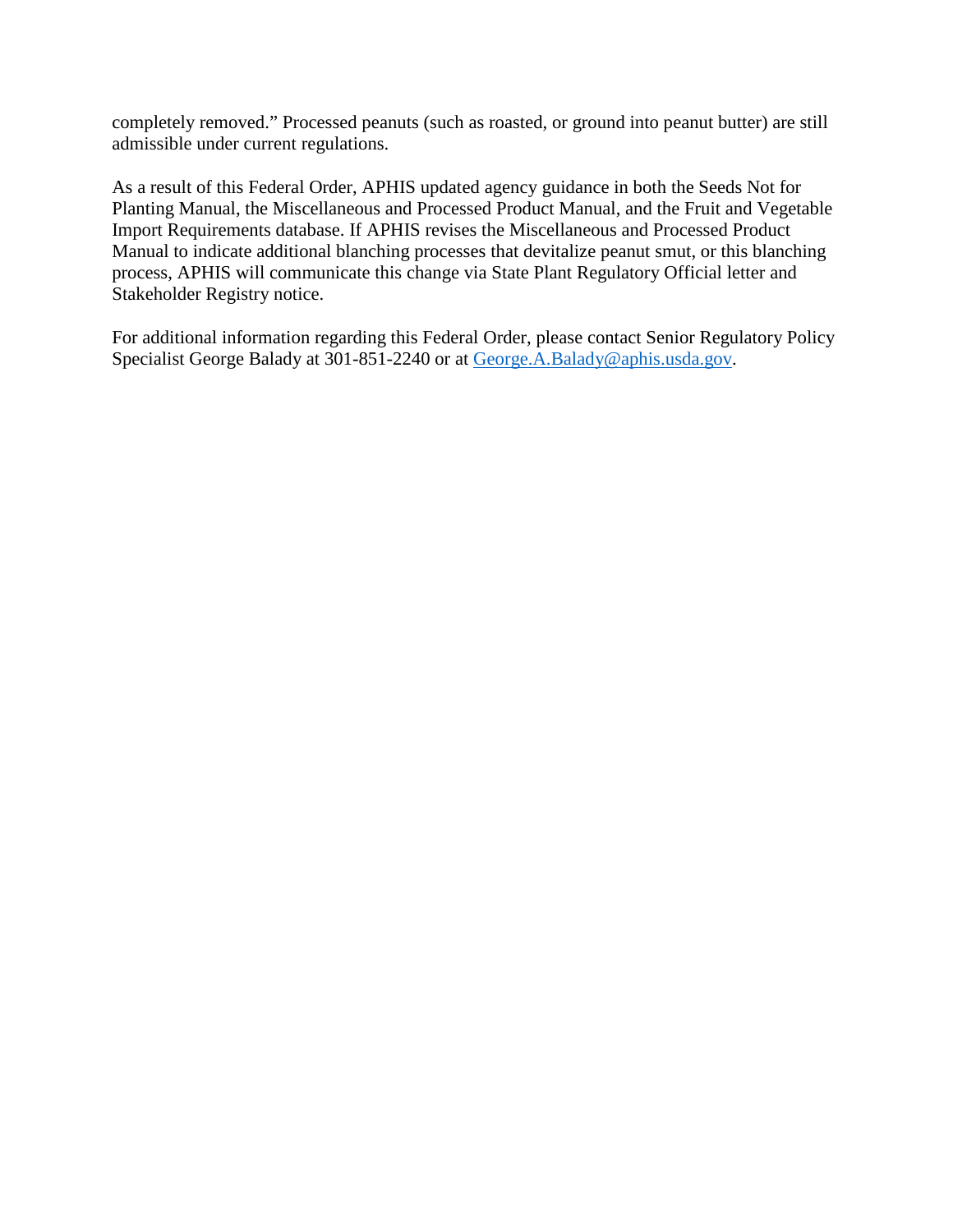completely removed." Processed peanuts (such as roasted, or ground into peanut butter) are still admissible under current regulations.

As a result of this Federal Order, APHIS updated agency guidance in both the Seeds Not for Planting Manual, the Miscellaneous and Processed Product Manual, and the Fruit and Vegetable Import Requirements database. If APHIS revises the Miscellaneous and Processed Product Manual to indicate additional blanching processes that devitalize peanut smut, or this blanching process, APHIS will communicate this change via State Plant Regulatory Official letter and Stakeholder Registry notice.

For additional information regarding this Federal Order, please contact Senior Regulatory Policy Specialist George Balady at 301-851-2240 or at [George.A.Balady@aphis.usda.gov](mailto:George.A.Balady@aphis.usda.gov).